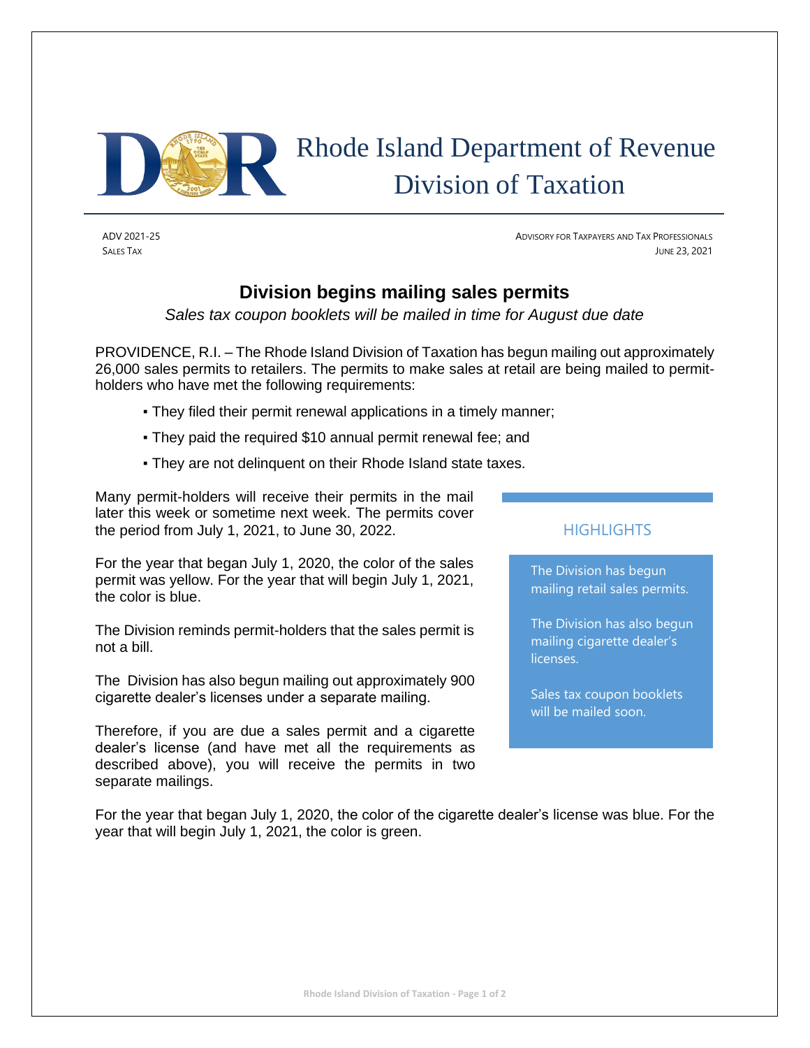Rhode Island Department of Revenue
Division of Taxation

ADV 2021-25
SALES TAX

ADVISORY FOR TAXPAYERS AND TAX PROFESSIONALS
JUNE 23, 2021

# Division begins mailing sales permits

*Sales tax coupon booklets will be mailed in time for August due date*

PROVIDENCE, R.I. – The Rhode Island Division of Taxation has begun mailing out approximately 26,000 sales permits to retailers. The permits to make sales at retail are being mailed to permit-holders who have met the following requirements:

- They filed their permit renewal applications in a timely manner;
- They paid the required $10 annual permit renewal fee; and
- They are not delinquent on their Rhode Island state taxes.

Many permit-holders will receive their permits in the mail later this week or sometime next week. The permits cover the period from July 1, 2021, to June 30, 2022.

For the year that began July 1, 2020, the color of the sales permit was yellow. For the year that will begin July 1, 2021, the color is blue.

The Division reminds permit-holders that the sales permit is not a bill.

The Division has also begun mailing out approximately 900 cigarette dealer's licenses under a separate mailing.

Therefore, if you are due a sales permit and a cigarette dealer's license (and have met all the requirements as described above), you will receive the permits in two separate mailings.

For the year that began July 1, 2020, the color of the cigarette dealer's license was blue. For the year that will begin July 1, 2021, the color is green.

## HIGHLIGHTS

The Division has begun mailing retail sales permits.

The Division has also begun mailing cigarette dealer's licenses.

Sales tax coupon booklets will be mailed soon.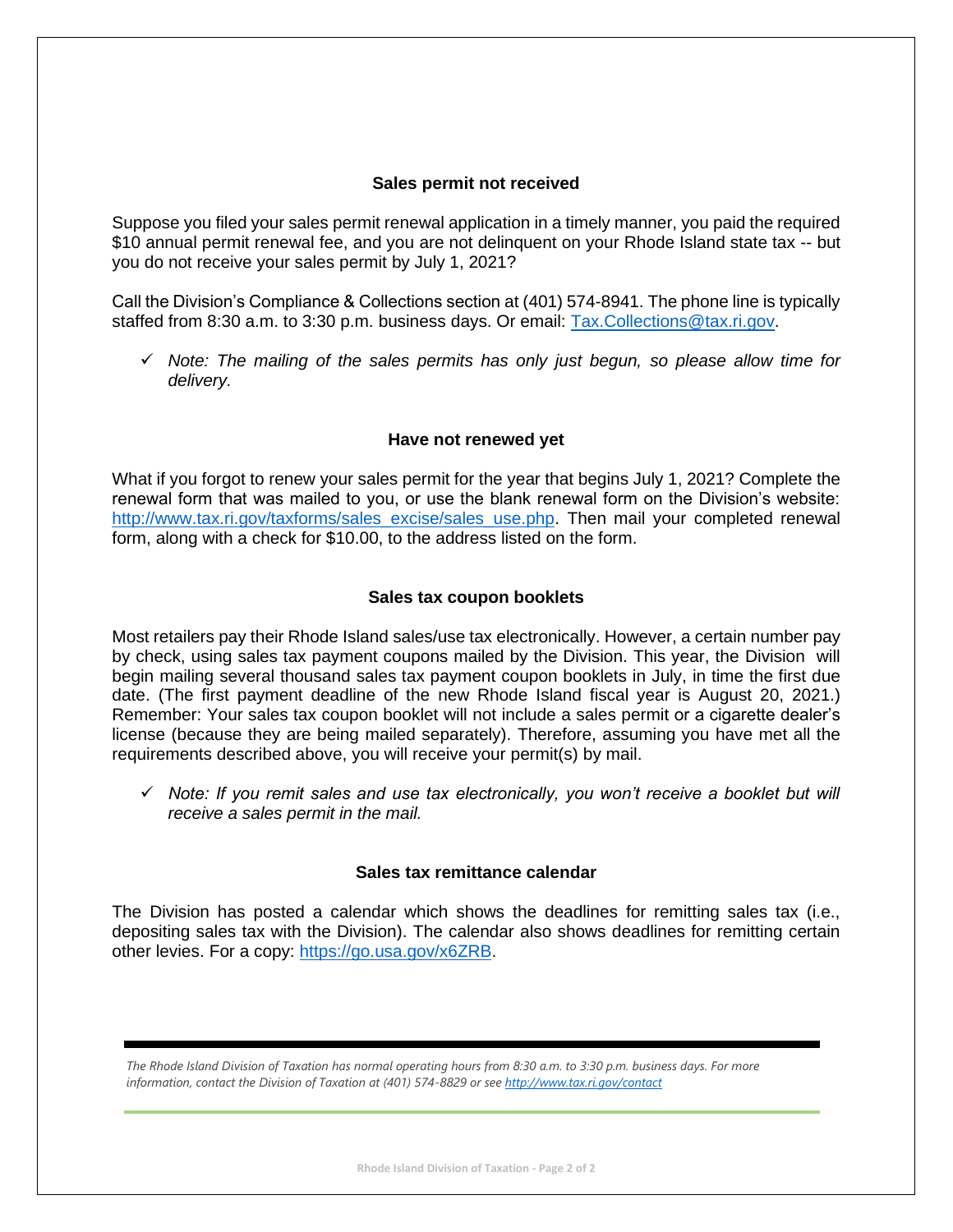## Sales permit not received

Suppose you filed your sales permit renewal application in a timely manner, you paid the required $10 annual permit renewal fee, and you are not delinquent on your Rhode Island state tax -- but you do not receive your sales permit by July 1, 2021?

Call the Division's Compliance & Collections section at (401) 574-8941. The phone line is typically staffed from 8:30 a.m. to 3:30 p.m. business days. Or email: [Tax.Collections@tax.ri.gov](mailto:Tax.Collections@tax.ri.gov).

- ✓ *Note: The mailing of the sales permits has only just begun, so please allow time for delivery.*

## Have not renewed yet

What if you forgot to renew your sales permit for the year that begins July 1, 2021? Complete the renewal form that was mailed to you, or use the blank renewal form on the Division's website: [http://www.tax.ri.gov/taxforms/sales_excise/sales_use.php](http://www.tax.ri.gov/taxforms/sales_excise/sales_use.php). Then mail your completed renewal form, along with a check for $10.00, to the address listed on the form.

## Sales tax coupon booklets

Most retailers pay their Rhode Island sales/use tax electronically. However, a certain number pay by check, using sales tax payment coupons mailed by the Division. This year, the Division will begin mailing several thousand sales tax payment coupon booklets in July, in time the first due date. (The first payment deadline of the new Rhode Island fiscal year is August 20, 2021.) Remember: Your sales tax coupon booklet will not include a sales permit or a cigarette dealer's license (because they are being mailed separately). Therefore, assuming you have met all the requirements described above, you will receive your permit(s) by mail.

- ✓ *Note: If you remit sales and use tax electronically, you won't receive a booklet but will receive a sales permit in the mail.*

## Sales tax remittance calendar

The Division has posted a calendar which shows the deadlines for remitting sales tax (i.e., depositing sales tax with the Division). The calendar also shows deadlines for remitting certain other levies. For a copy: [https://go.usa.gov/x6ZRB](https://go.usa.gov/x6ZRB).

---

*The Rhode Island Division of Taxation has normal operating hours from 8:30 a.m. to 3:30 p.m. business days. For more information, contact the Division of Taxation at (401) 574-8829 or see [http://www.tax.ri.gov/contact](http://www.tax.ri.gov/contact)*